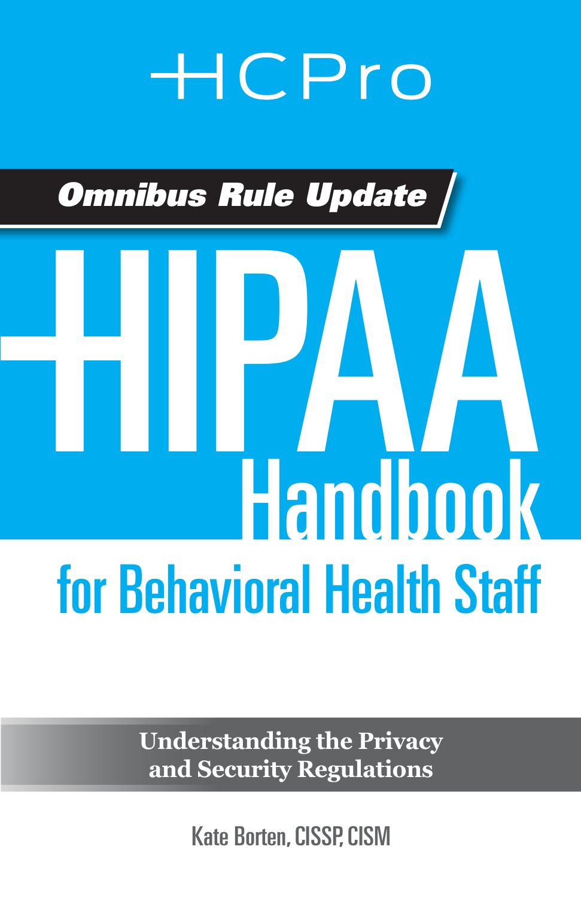HCPro

**Omnibus Rule Update**

# HIPAA Handbook

## for Behavioral Health Staff

**Understanding the Privacy and Security Regulations**

Kate Borten, CISSP, CISM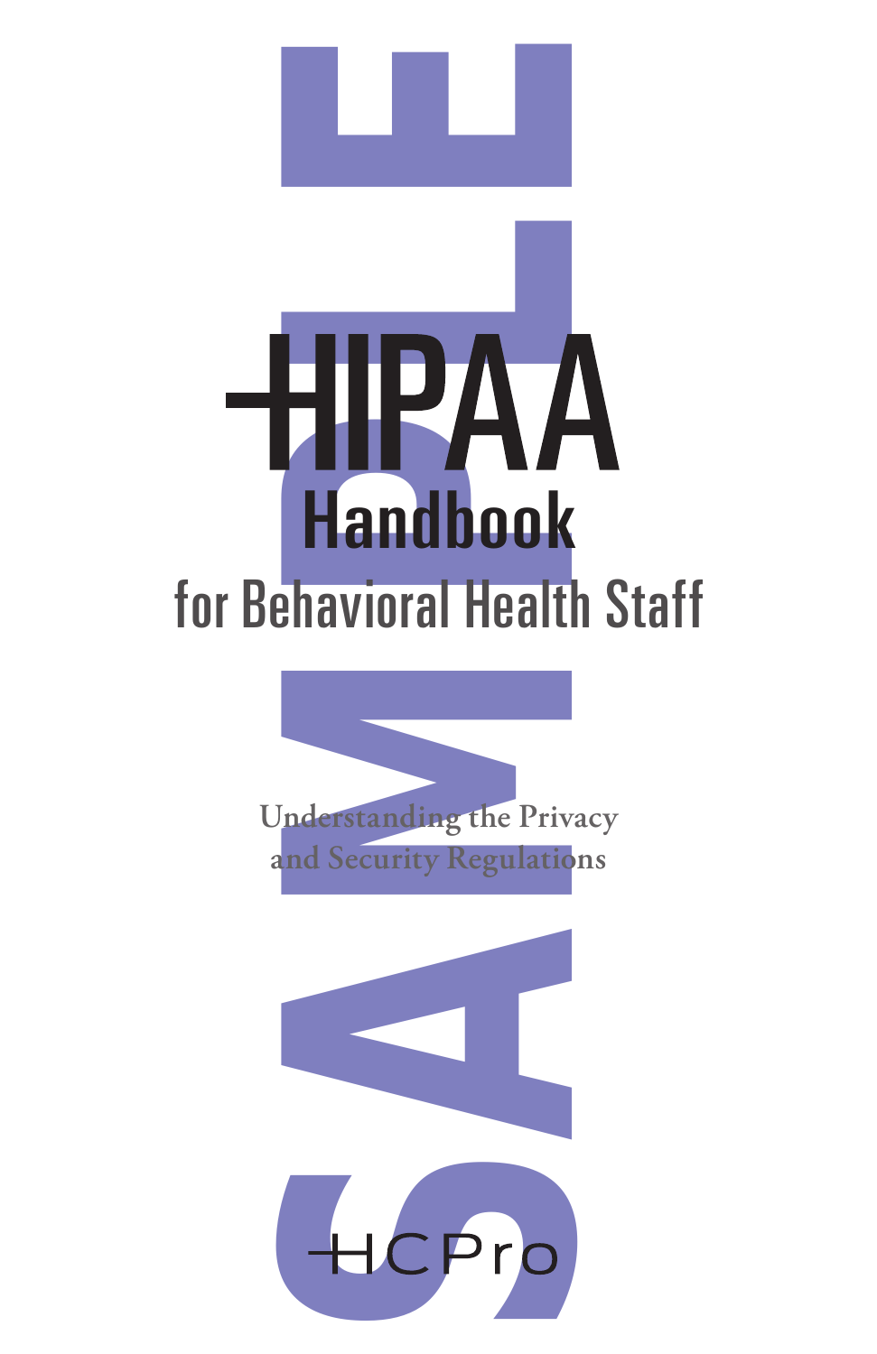# HIPAA Handbook

## for Behavioral Health Staff

Understanding the Privacy and Security Regulations

HCPro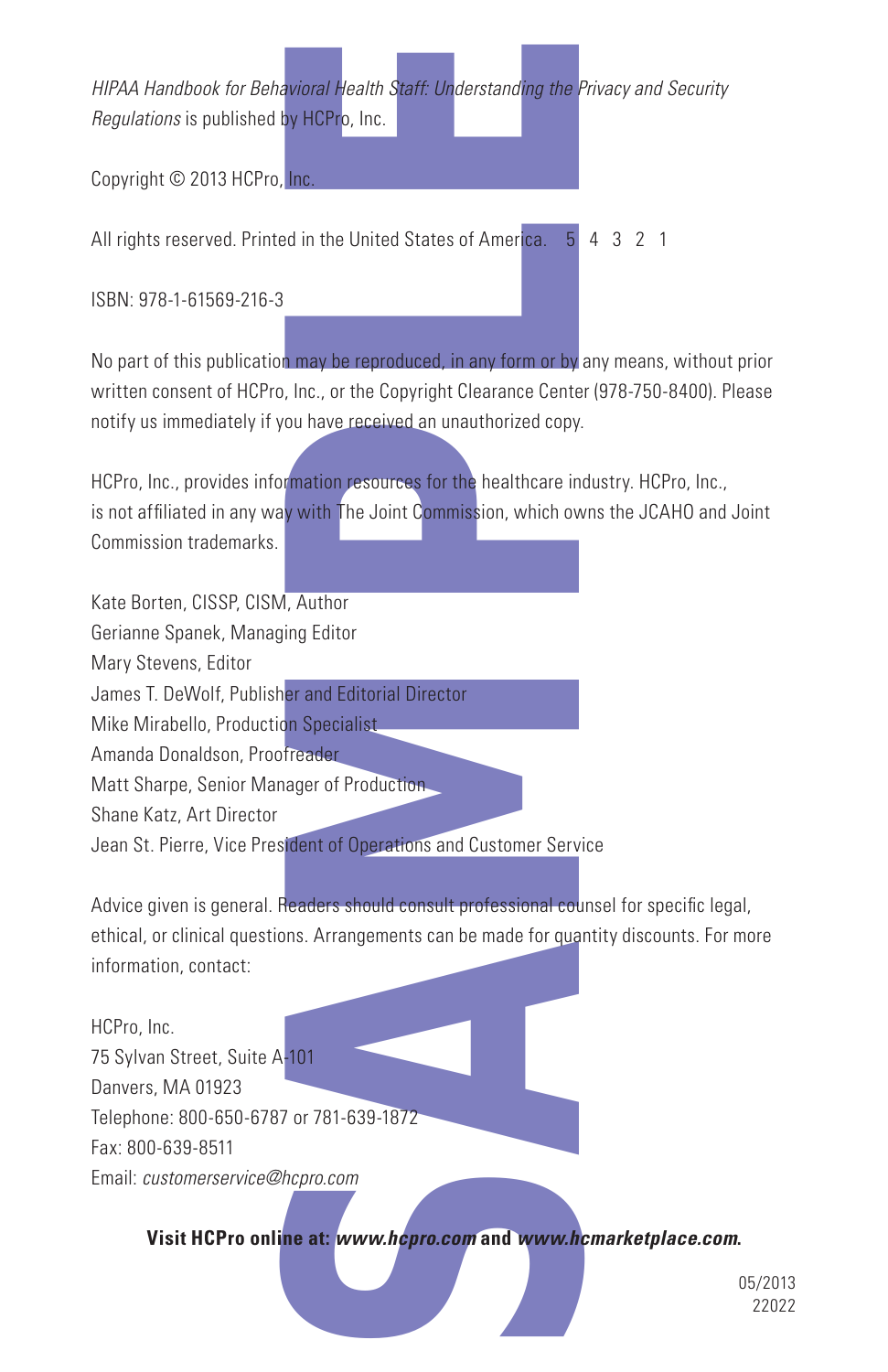*HIPAA Handbook for Behavioral Health Staff: Understanding the Privacy and Security Regulations* is published by HCPro, Inc.

Copyright © 2013 HCPro, Inc.

All rights reserved. Printed in the United States of America. 5 4 3 2 1

ISBN: 978-1-61569-216-3

No part of this publication may be reproduced, in any form or by any means, without prior written consent of HCPro, Inc., or the Copyright Clearance Center (978-750-8400). Please notify us immediately if you have received an unauthorized copy.

HCPro, Inc., provides information resources for the healthcare industry. HCPro, Inc., is not affiliated in any way with The Joint Commission, which owns the JCAHO and Joint Commission trademarks.

Kate Borten, CISSP, CISM, Author
Gerianne Spanek, Managing Editor
Mary Stevens, Editor
James T. DeWolf, Publisher and Editorial Director
Mike Mirabello, Production Specialist
Amanda Donaldson, Proofreader
Matt Sharpe, Senior Manager of Production
Shane Katz, Art Director
Jean St. Pierre, Vice President of Operations and Customer Service

Advice given is general. Readers should consult professional counsel for specific legal, ethical, or clinical questions. Arrangements can be made for quantity discounts. For more information, contact:

HCPro, Inc.
75 Sylvan Street, Suite A-101
Danvers, MA 01923
Telephone: 800-650-6787 or 781-639-1872
Fax: 800-639-8511
Email: *customerservice@hcpro.com*

**Visit HCPro online at: *www.hcpro.com* and *www.hcmarketplace.com*.**

05/2013
22022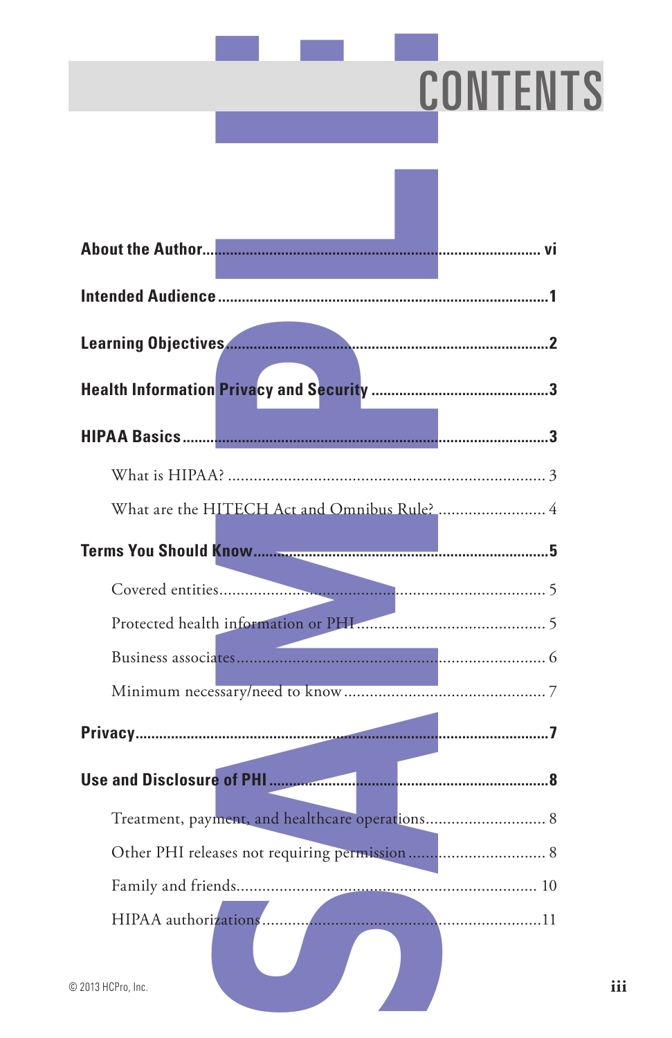# CONTENTS

**About the Author** .................................................................... vi

**Intended Audience** .................................................................... 1

**Learning Objectives** .................................................................... 2

**Health Information Privacy and Security** .................................................... 3

**HIPAA Basics** .................................................................... 3

What is HIPAA? .................................................................... 3

What are the HITECH Act and Omnibus Rule? .................................................... 4

**Terms You Should Know** .................................................................... 5

Covered entities .................................................................... 5

Protected health information or PHI .................................................................... 5

Business associates .................................................................... 6

Minimum necessary/need to know .................................................................... 7

**Privacy** .................................................................... 7

**Use and Disclosure of PHI** .................................................................... 8

Treatment, payment, and healthcare operations .................................................... 8

Other PHI releases not requiring permission .................................................... 8

Family and friends .................................................................... 10

HIPAA authorizations .................................................................... 11

© 2013 HCPro, Inc.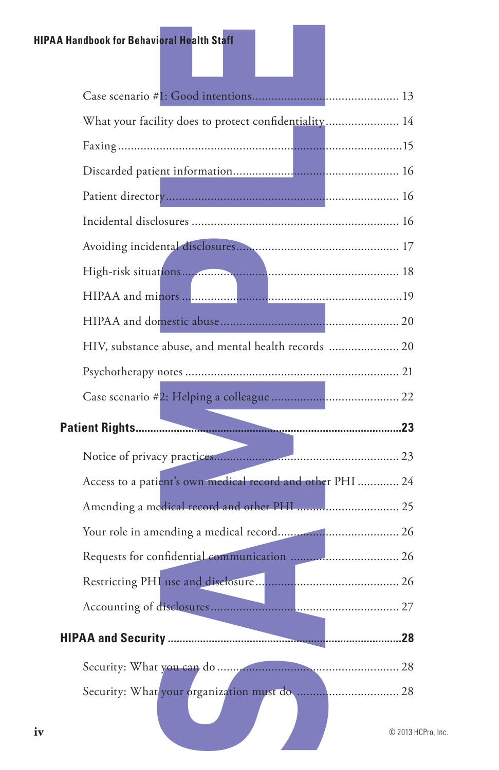Case scenario #1: Good intentions ............................................ 13

What your facility does to protect confidentiality ...................... 14

Faxing .......................................................................................15

Discarded patient information ................................................. 16

Patient directory ...................................................................... 16

Incidental disclosures .............................................................. 16

Avoiding incidental disclosures ................................................ 17

High-risk situations .................................................................. 18

HIPAA and minors ...................................................................19

HIPAA and domestic abuse ...................................................... 20

HIV, substance abuse, and mental health records ..................... 20

Psychotherapy notes ................................................................. 21

Case scenario #2: Helping a colleague ....................................... 22

**Patient Rights** ..........................................................................**23**

Notice of privacy practices ........................................................ 23

Access to a patient's own medical record and other PHI ............ 24

Amending a medical record and other PHI ............................... 25

Your role in amending a medical record .................................... 26

Requests for confidential communication ................................. 26

Restricting PHI use and disclosure ............................................ 26

Accounting of disclosures ......................................................... 27

**HIPAA and Security** ..............................................................**28**

Security: What you can do ........................................................ 28

Security: What your organization must do ................................ 28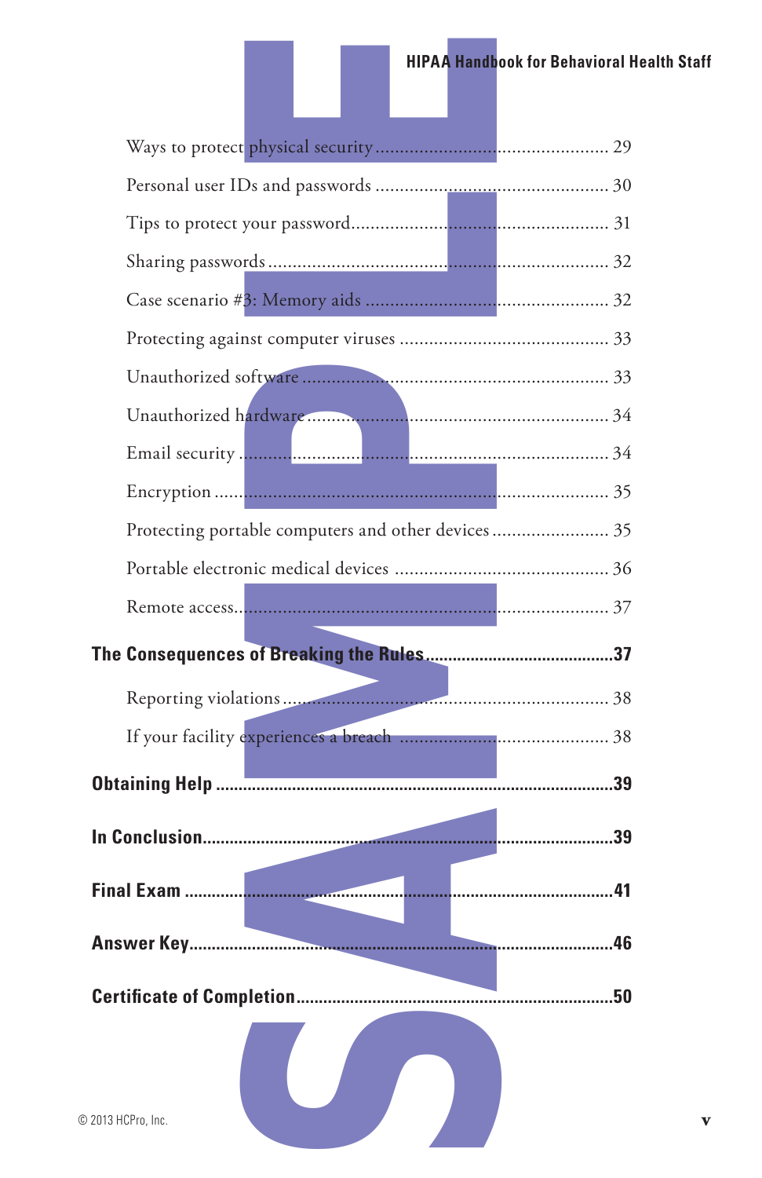- Ways to protect physical security .... 29
- Personal user IDs and passwords .... 30
- Tips to protect your password .... 31
- Sharing passwords .... 32
- Case scenario #3: Memory aids .... 32
- Protecting against computer viruses .... 33
- Unauthorized software .... 33
- Unauthorized hardware .... 34
- Email security .... 34
- Encryption .... 35
- Protecting portable computers and other devices .... 35
- Portable electronic medical devices .... 36
- Remote access .... 37

**The Consequences of Breaking the Rules .... 37**

- Reporting violations .... 38
- If your facility experiences a breach .... 38

**Obtaining Help .... 39**

**In Conclusion .... 39**

**Final Exam .... 41**

**Answer Key .... 46**

**Certificate of Completion .... 50**

© 2013 HCPro, Inc.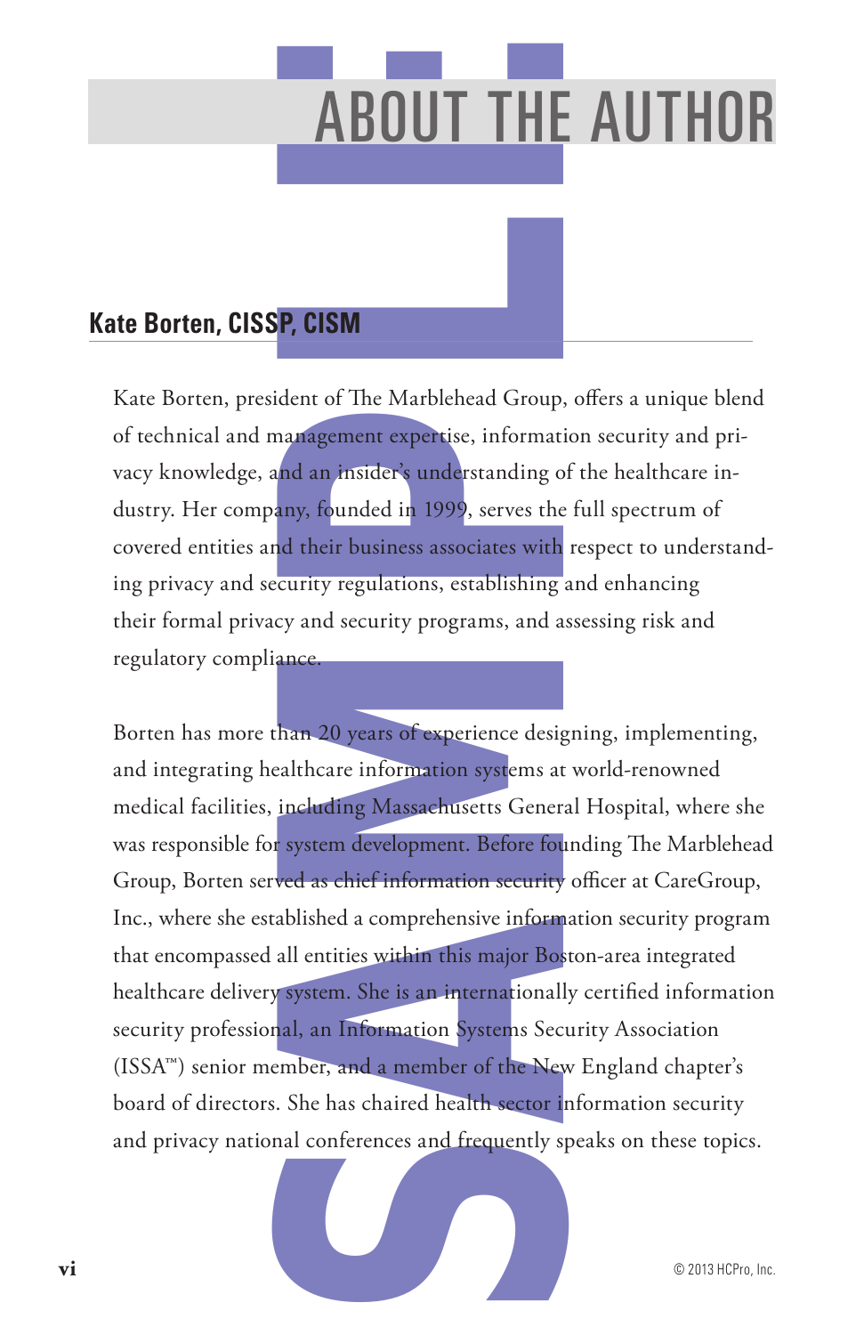# ABOUT THE AUTHOR

## Kate Borten, CISSP, CISM

Kate Borten, president of The Marblehead Group, offers a unique blend of technical and management expertise, information security and privacy knowledge, and an insider's understanding of the healthcare industry. Her company, founded in 1999, serves the full spectrum of covered entities and their business associates with respect to understanding privacy and security regulations, establishing and enhancing their formal privacy and security programs, and assessing risk and regulatory compliance.

Borten has more than 20 years of experience designing, implementing, and integrating healthcare information systems at world-renowned medical facilities, including Massachusetts General Hospital, where she was responsible for system development. Before founding The Marblehead Group, Borten served as chief information security officer at CareGroup, Inc., where she established a comprehensive information security program that encompassed all entities within this major Boston-area integrated healthcare delivery system. She is an internationally certified information security professional, an Information Systems Security Association (ISSA™) senior member, and a member of the New England chapter's board of directors. She has chaired health sector information security and privacy national conferences and frequently speaks on these topics.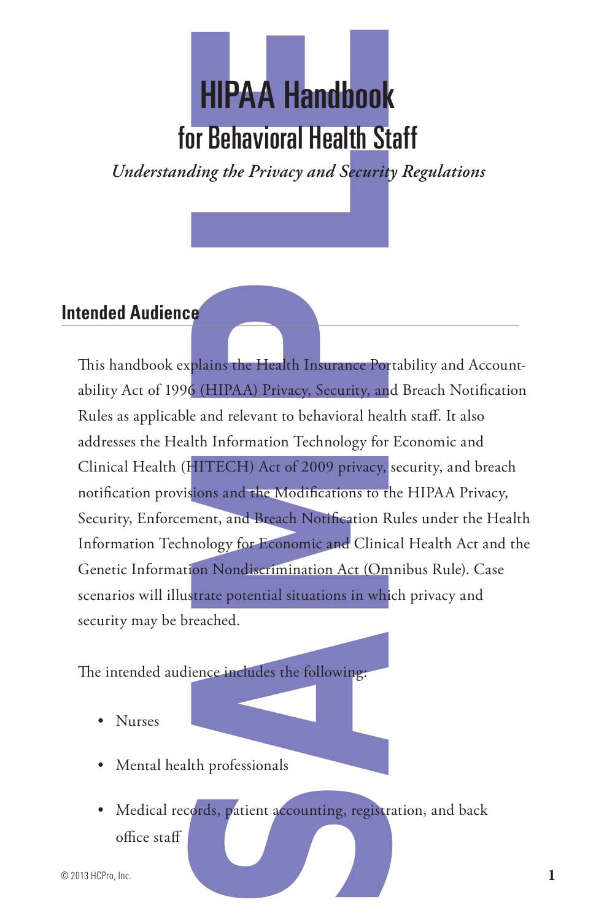# HIPAA Handbook

## for Behavioral Health Staff

*Understanding the Privacy and Security Regulations*

### Intended Audience

This handbook explains the Health Insurance Portability and Accountability Act of 1996 (HIPAA) Privacy, Security, and Breach Notification Rules as applicable and relevant to behavioral health staff. It also addresses the Health Information Technology for Economic and Clinical Health (HITECH) Act of 2009 privacy, security, and breach notification provisions and the Modifications to the HIPAA Privacy, Security, Enforcement, and Breach Notification Rules under the Health Information Technology for Economic and Clinical Health Act and the Genetic Information Nondiscrimination Act (Omnibus Rule). Case scenarios will illustrate potential situations in which privacy and security may be breached.

The intended audience includes the following:

- Nurses
- Mental health professionals
- Medical records, patient accounting, registration, and back office staff

© 2013 HCPro, Inc.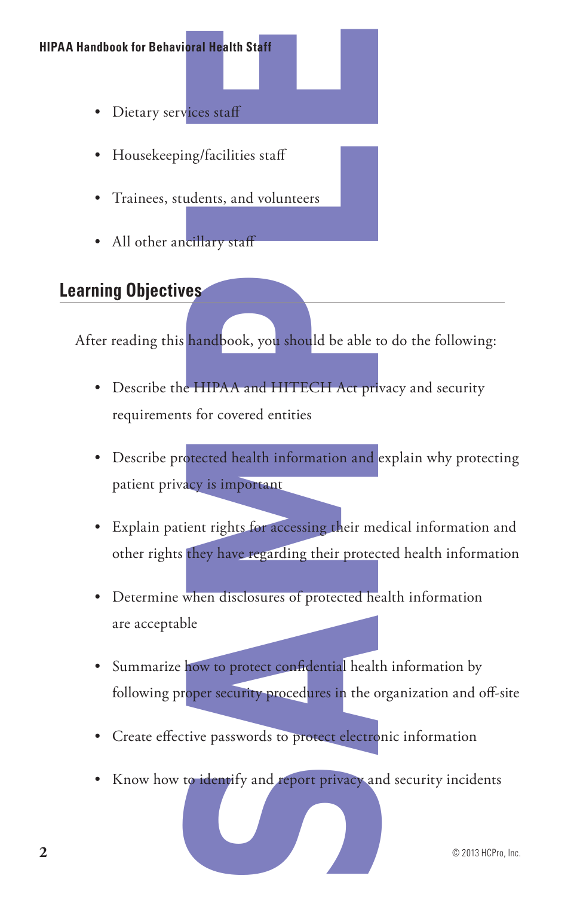- Dietary services staff
- Housekeeping/facilities staff
- Trainees, students, and volunteers
- All other ancillary staff

## Learning Objectives

After reading this handbook, you should be able to do the following:

- Describe the HIPAA and HITECH Act privacy and security requirements for covered entities
- Describe protected health information and explain why protecting patient privacy is important
- Explain patient rights for accessing their medical information and other rights they have regarding their protected health information
- Determine when disclosures of protected health information are acceptable
- Summarize how to protect confidential health information by following proper security procedures in the organization and off-site
- Create effective passwords to protect electronic information
- Know how to identify and report privacy and security incidents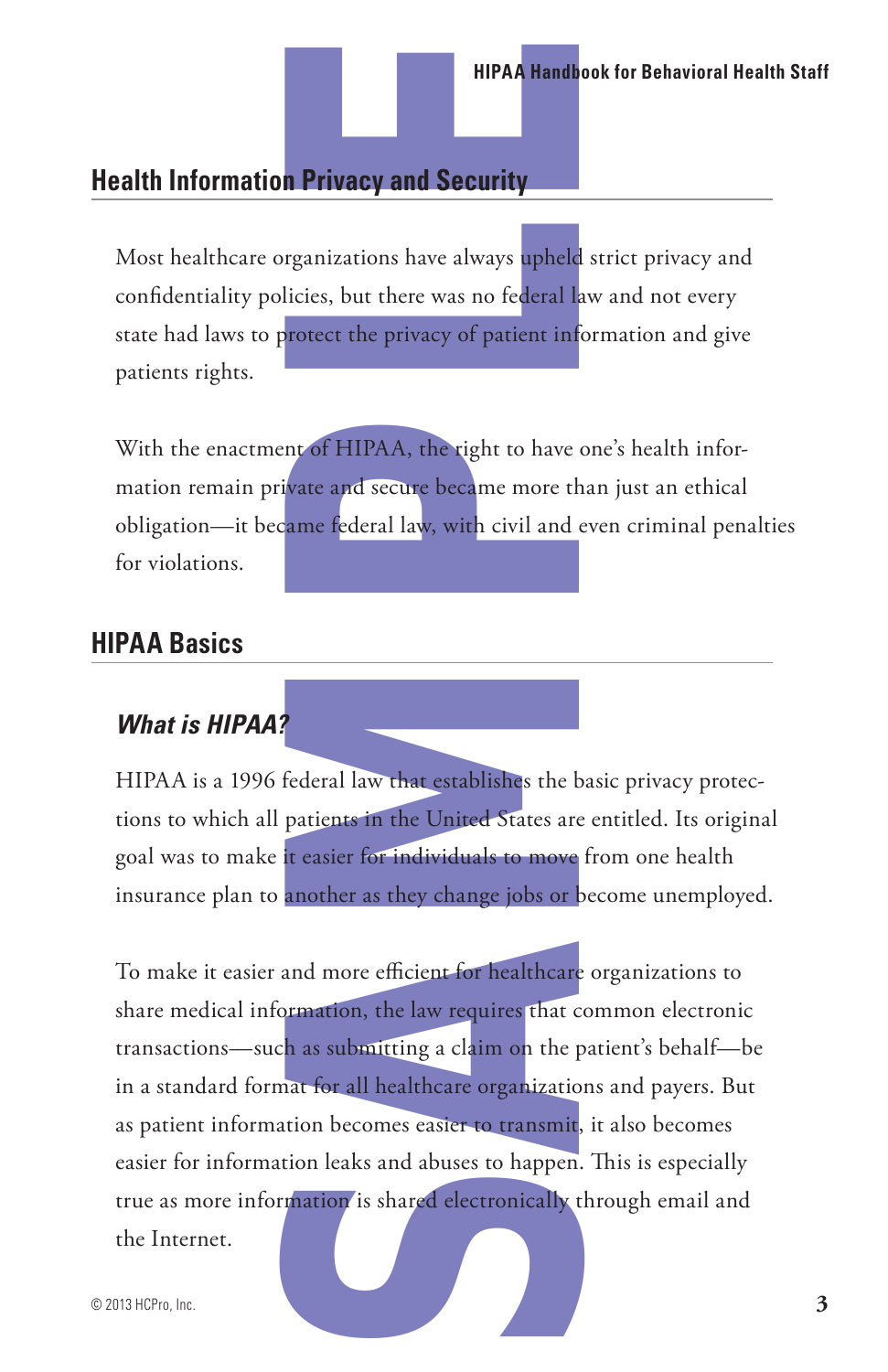## Health Information Privacy and Security

Most healthcare organizations have always upheld strict privacy and confidentiality policies, but there was no federal law and not every state had laws to protect the privacy of patient information and give patients rights.

With the enactment of HIPAA, the right to have one's health information remain private and secure became more than just an ethical obligation—it became federal law, with civil and even criminal penalties for violations.

## HIPAA Basics

### *What is HIPAA?*

HIPAA is a 1996 federal law that establishes the basic privacy protections to which all patients in the United States are entitled. Its original goal was to make it easier for individuals to move from one health insurance plan to another as they change jobs or become unemployed.

To make it easier and more efficient for healthcare organizations to share medical information, the law requires that common electronic transactions—such as submitting a claim on the patient's behalf—be in a standard format for all healthcare organizations and payers. But as patient information becomes easier to transmit, it also becomes easier for information leaks and abuses to happen. This is especially true as more information is shared electronically through email and the Internet.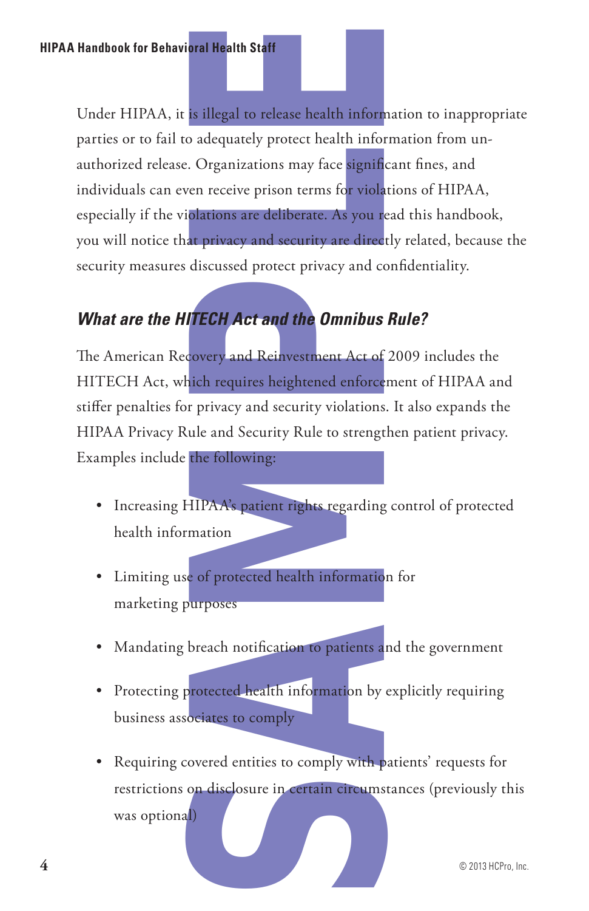Under HIPAA, it is illegal to release health information to inappropriate parties or to fail to adequately protect health information from unauthorized release. Organizations may face significant fines, and individuals can even receive prison terms for violations of HIPAA, especially if the violations are deliberate. As you read this handbook, you will notice that privacy and security are directly related, because the security measures discussed protect privacy and confidentiality.

### *What are the HITECH Act and the Omnibus Rule?*

The American Recovery and Reinvestment Act of 2009 includes the HITECH Act, which requires heightened enforcement of HIPAA and stiffer penalties for privacy and security violations. It also expands the HIPAA Privacy Rule and Security Rule to strengthen patient privacy. Examples include the following:

- Increasing HIPAA's patient rights regarding control of protected health information
- Limiting use of protected health information for marketing purposes
- Mandating breach notification to patients and the government
- Protecting protected health information by explicitly requiring business associates to comply
- Requiring covered entities to comply with patients' requests for restrictions on disclosure in certain circumstances (previously this was optional)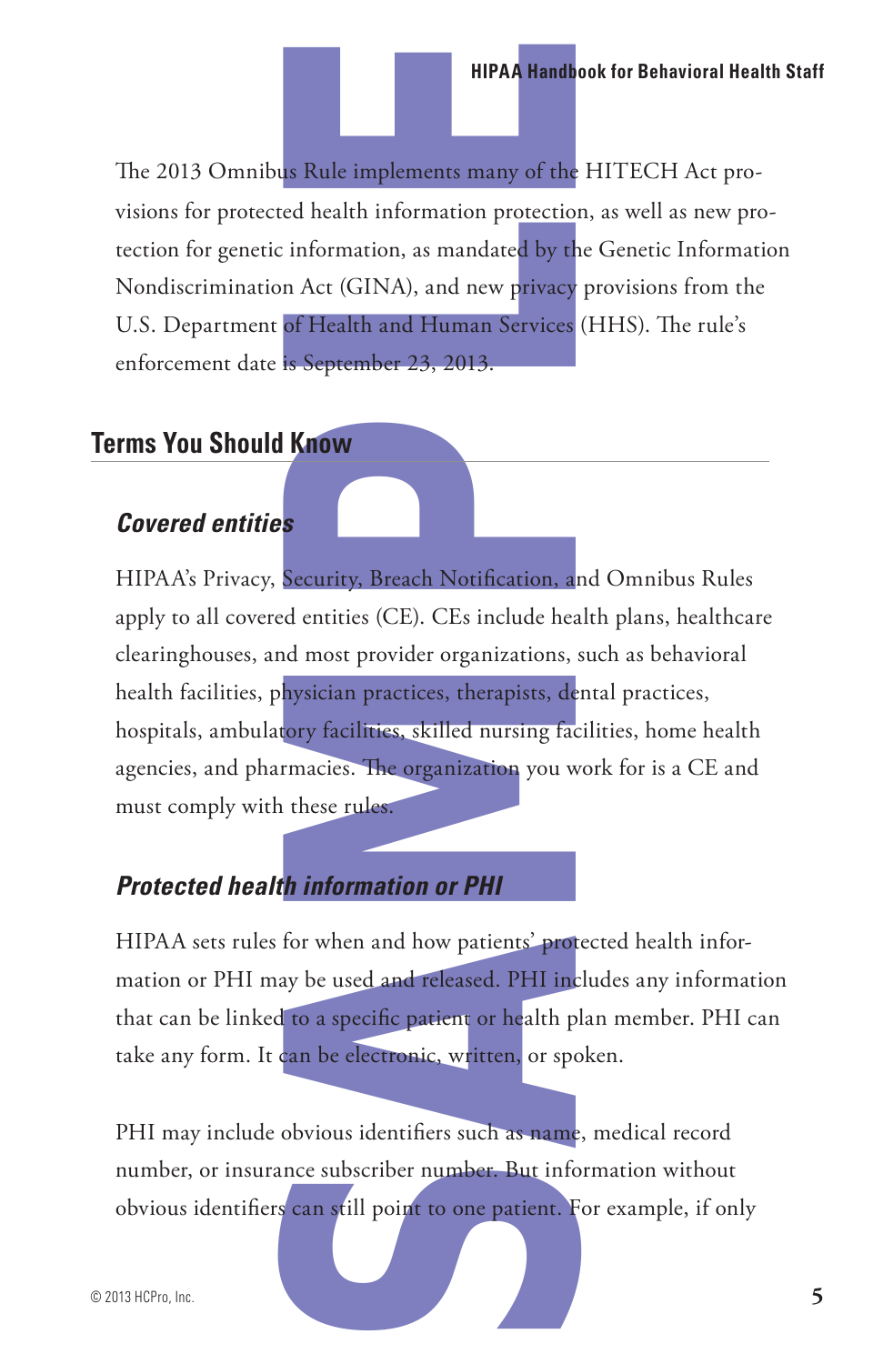The 2013 Omnibus Rule implements many of the HITECH Act provisions for protected health information protection, as well as new protection for genetic information, as mandated by the Genetic Information Nondiscrimination Act (GINA), and new privacy provisions from the U.S. Department of Health and Human Services (HHS). The rule's enforcement date is September 23, 2013.

## Terms You Should Know

### *Covered entities*

HIPAA's Privacy, Security, Breach Notification, and Omnibus Rules apply to all covered entities (CE). CEs include health plans, healthcare clearinghouses, and most provider organizations, such as behavioral health facilities, physician practices, therapists, dental practices, hospitals, ambulatory facilities, skilled nursing facilities, home health agencies, and pharmacies. The organization you work for is a CE and must comply with these rules.

### *Protected health information or PHI*

HIPAA sets rules for when and how patients' protected health information or PHI may be used and released. PHI includes any information that can be linked to a specific patient or health plan member. PHI can take any form. It can be electronic, written, or spoken.

PHI may include obvious identifiers such as name, medical record number, or insurance subscriber number. But information without obvious identifiers can still point to one patient. For example, if only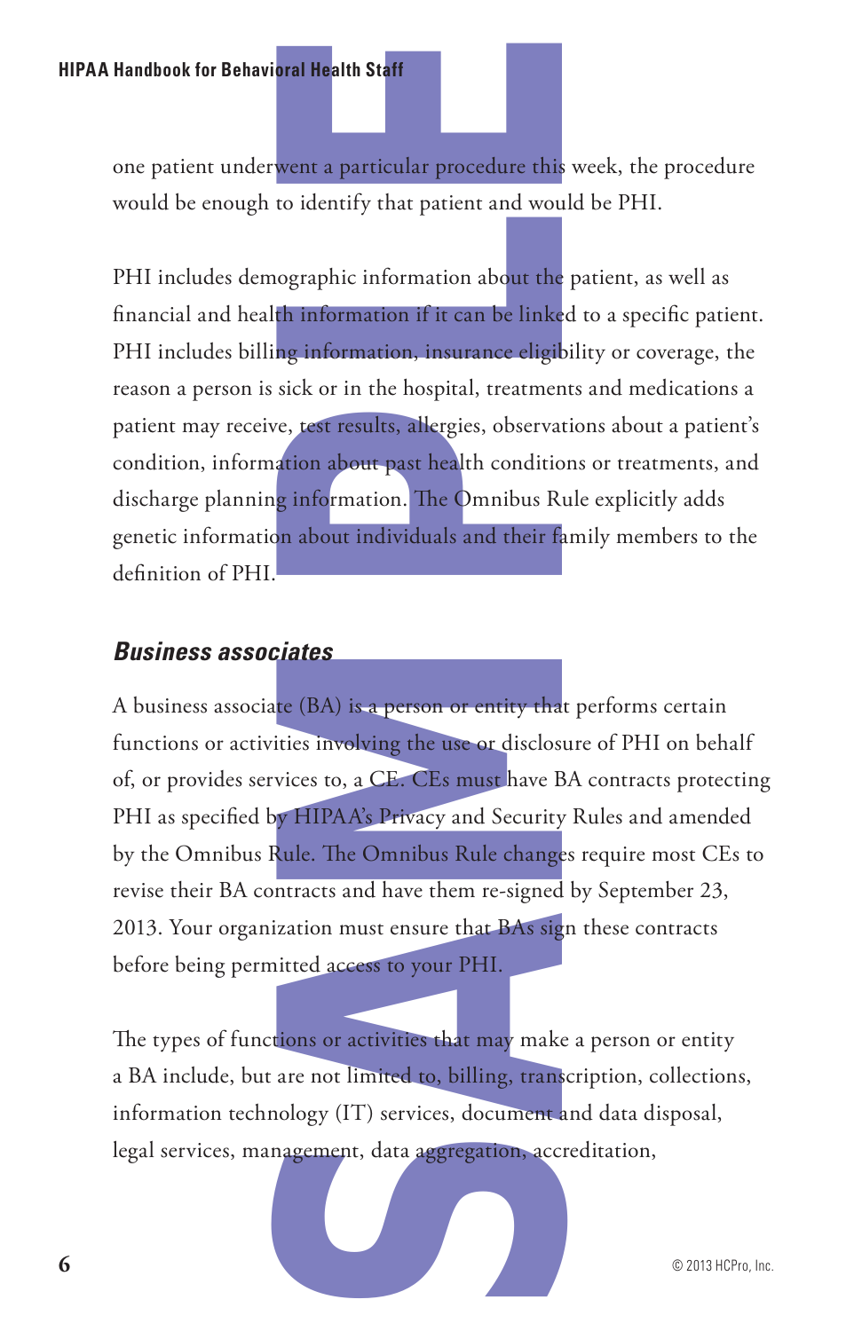one patient underwent a particular procedure this week, the procedure would be enough to identify that patient and would be PHI.

PHI includes demographic information about the patient, as well as financial and health information if it can be linked to a specific patient. PHI includes billing information, insurance eligibility or coverage, the reason a person is sick or in the hospital, treatments and medications a patient may receive, test results, allergies, observations about a patient's condition, information about past health conditions or treatments, and discharge planning information. The Omnibus Rule explicitly adds genetic information about individuals and their family members to the definition of PHI.

### *Business associates*

A business associate (BA) is a person or entity that performs certain functions or activities involving the use or disclosure of PHI on behalf of, or provides services to, a CE. CEs must have BA contracts protecting PHI as specified by HIPAA's Privacy and Security Rules and amended by the Omnibus Rule. The Omnibus Rule changes require most CEs to revise their BA contracts and have them re-signed by September 23, 2013. Your organization must ensure that BAs sign these contracts before being permitted access to your PHI.

The types of functions or activities that may make a person or entity a BA include, but are not limited to, billing, transcription, collections, information technology (IT) services, document and data disposal, legal services, management, data aggregation, accreditation,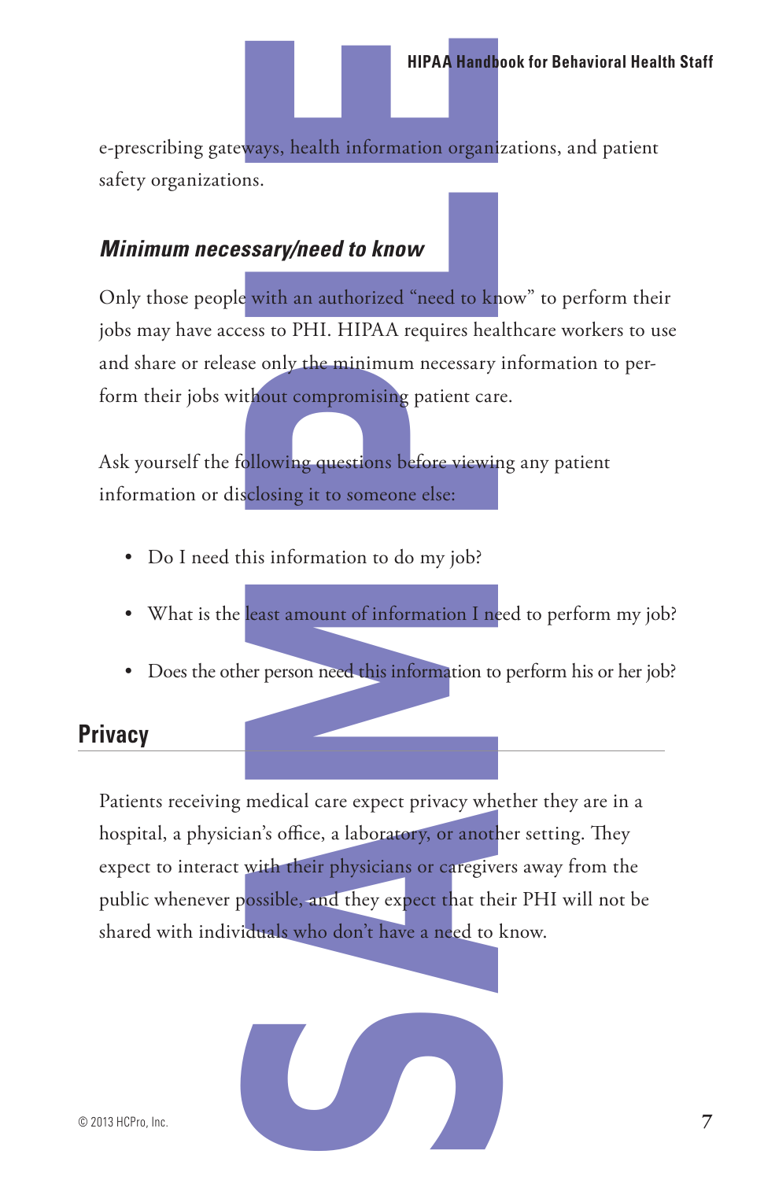e-prescribing gateways, health information organizations, and patient safety organizations.

### *Minimum necessary/need to know*

Only those people with an authorized "need to know" to perform their jobs may have access to PHI. HIPAA requires healthcare workers to use and share or release only the minimum necessary information to perform their jobs without compromising patient care.

Ask yourself the following questions before viewing any patient information or disclosing it to someone else:

- Do I need this information to do my job?
- What is the least amount of information I need to perform my job?
- Does the other person need this information to perform his or her job?

## Privacy

Patients receiving medical care expect privacy whether they are in a hospital, a physician's office, a laboratory, or another setting. They expect to interact with their physicians or caregivers away from the public whenever possible, and they expect that their PHI will not be shared with individuals who don't have a need to know.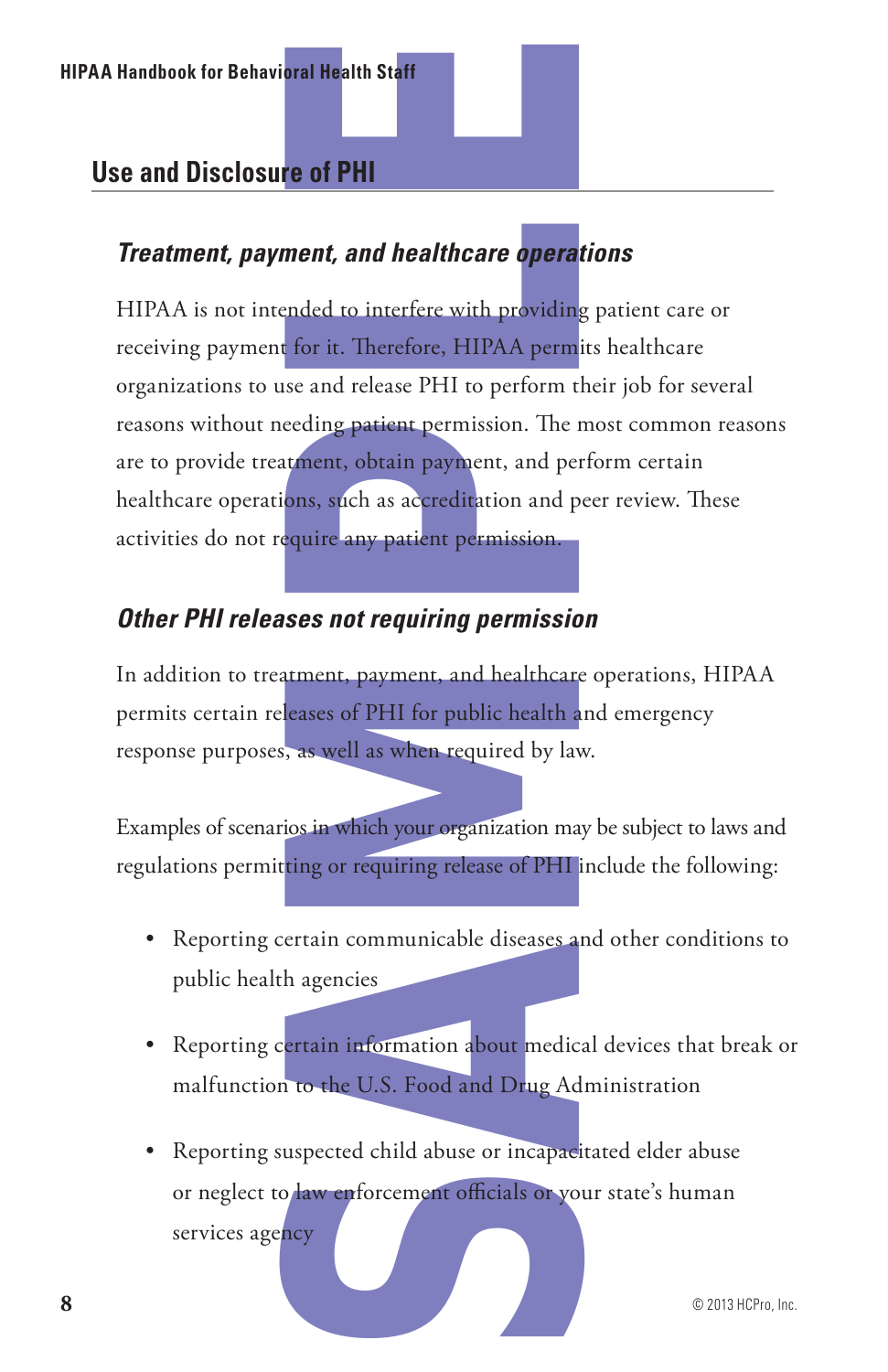## Use and Disclosure of PHI

### *Treatment, payment, and healthcare operations*

HIPAA is not intended to interfere with providing patient care or receiving payment for it. Therefore, HIPAA permits healthcare organizations to use and release PHI to perform their job for several reasons without needing patient permission. The most common reasons are to provide treatment, obtain payment, and perform certain healthcare operations, such as accreditation and peer review. These activities do not require any patient permission.

### *Other PHI releases not requiring permission*

In addition to treatment, payment, and healthcare operations, HIPAA permits certain releases of PHI for public health and emergency response purposes, as well as when required by law.

Examples of scenarios in which your organization may be subject to laws and regulations permitting or requiring release of PHI include the following:

- Reporting certain communicable diseases and other conditions to public health agencies
- Reporting certain information about medical devices that break or malfunction to the U.S. Food and Drug Administration
- Reporting suspected child abuse or incapacitated elder abuse or neglect to law enforcement officials or your state's human services agency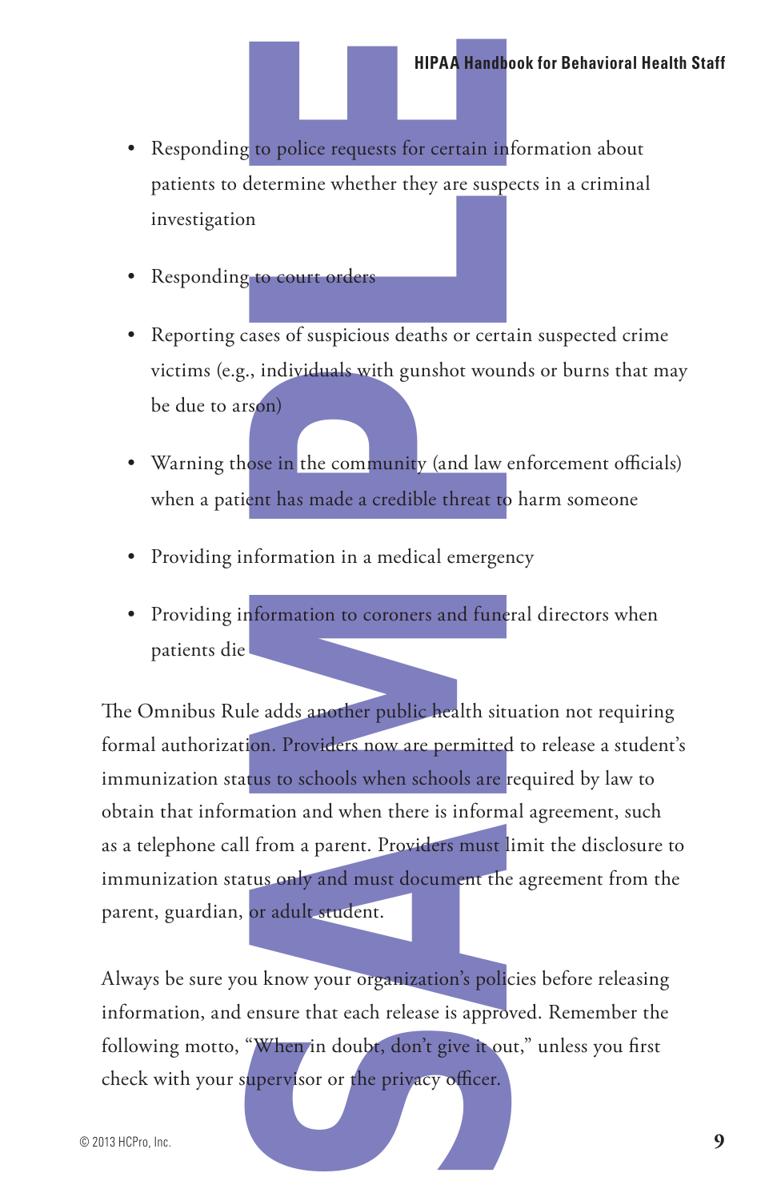- Responding to police requests for certain information about patients to determine whether they are suspects in a criminal investigation

- Responding to court orders

- Reporting cases of suspicious deaths or certain suspected crime victims (e.g., individuals with gunshot wounds or burns that may be due to arson)

- Warning those in the community (and law enforcement officials) when a patient has made a credible threat to harm someone

- Providing information in a medical emergency

- Providing information to coroners and funeral directors when patients die

The Omnibus Rule adds another public health situation not requiring formal authorization. Providers now are permitted to release a student's immunization status to schools when schools are required by law to obtain that information and when there is informal agreement, such as a telephone call from a parent. Providers must limit the disclosure to immunization status only and must document the agreement from the parent, guardian, or adult student.

Always be sure you know your organization's policies before releasing information, and ensure that each release is approved. Remember the following motto, "When in doubt, don't give it out," unless you first check with your supervisor or the privacy officer.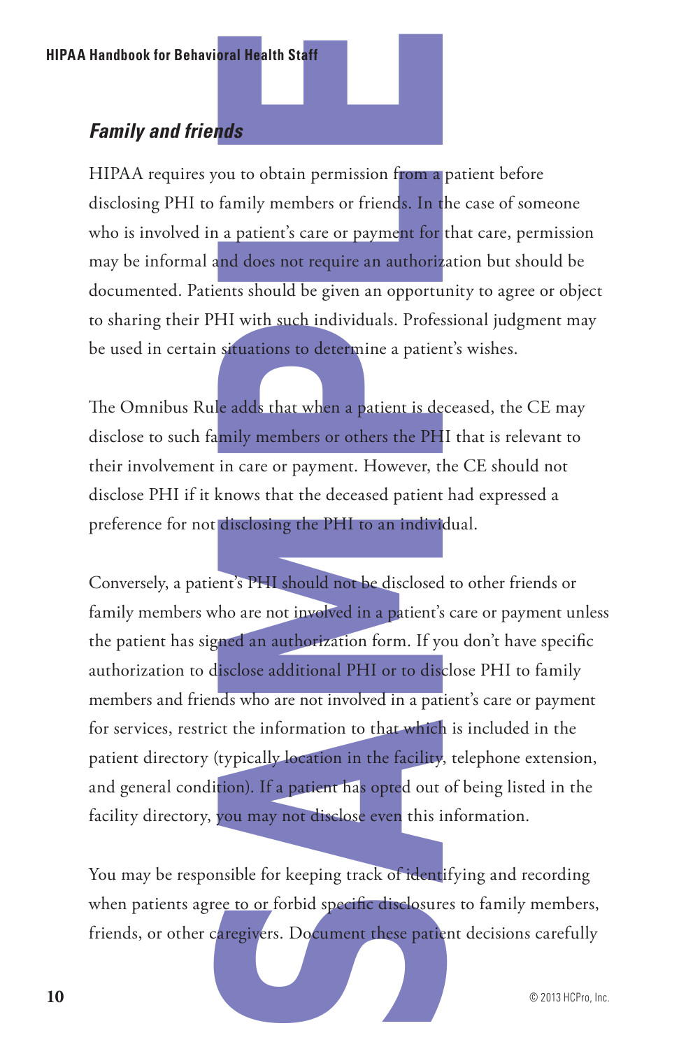### *Family and friends*

HIPAA requires you to obtain permission from a patient before disclosing PHI to family members or friends. In the case of someone who is involved in a patient's care or payment for that care, permission may be informal and does not require an authorization but should be documented. Patients should be given an opportunity to agree or object to sharing their PHI with such individuals. Professional judgment may be used in certain situations to determine a patient's wishes.

The Omnibus Rule adds that when a patient is deceased, the CE may disclose to such family members or others the PHI that is relevant to their involvement in care or payment. However, the CE should not disclose PHI if it knows that the deceased patient had expressed a preference for not disclosing the PHI to an individual.

Conversely, a patient's PHI should not be disclosed to other friends or family members who are not involved in a patient's care or payment unless the patient has signed an authorization form. If you don't have specific authorization to disclose additional PHI or to disclose PHI to family members and friends who are not involved in a patient's care or payment for services, restrict the information to that which is included in the patient directory (typically location in the facility, telephone extension, and general condition). If a patient has opted out of being listed in the facility directory, you may not disclose even this information.

You may be responsible for keeping track of identifying and recording when patients agree to or forbid specific disclosures to family members, friends, or other caregivers. Document these patient decisions carefully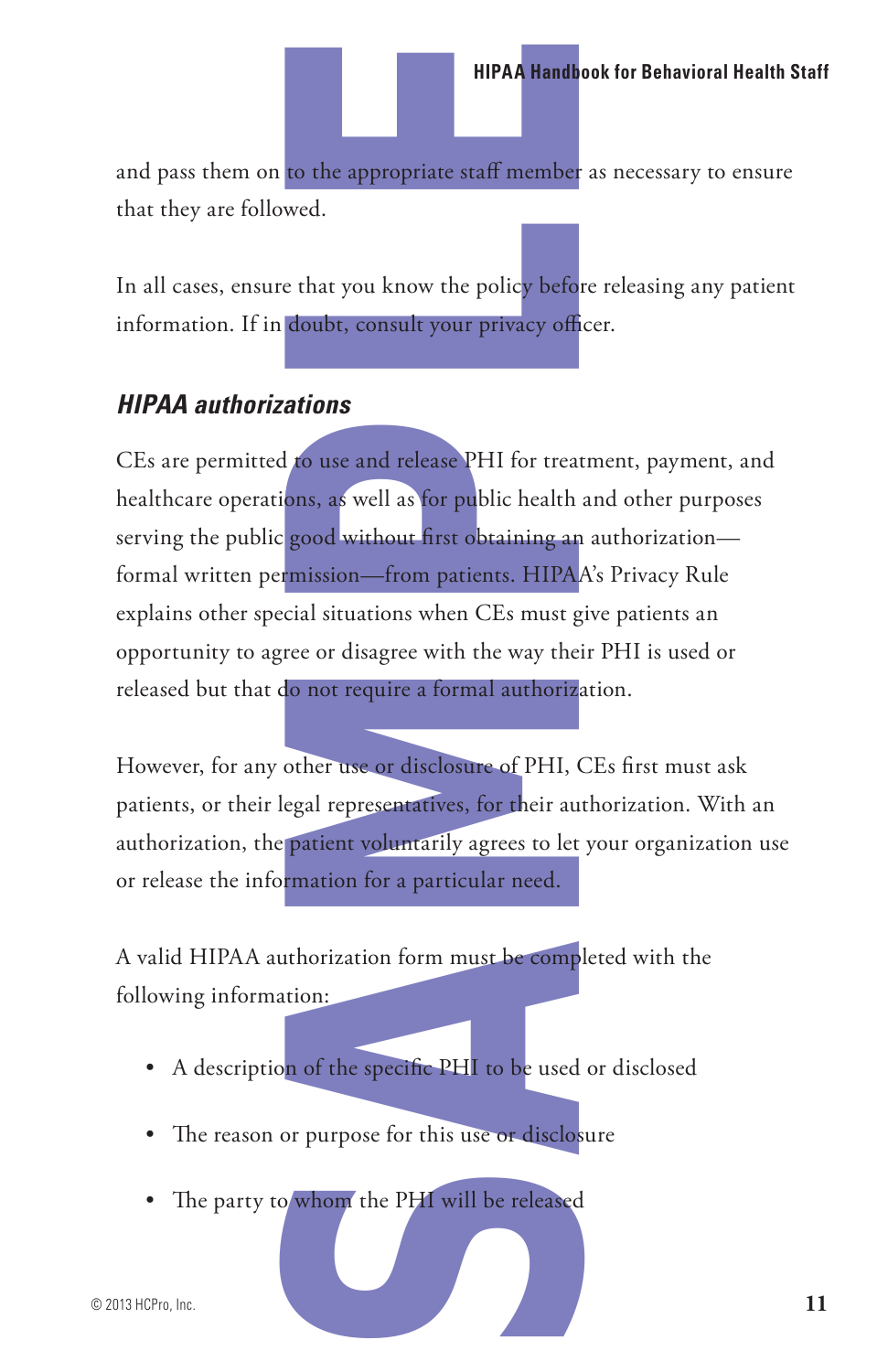and pass them on to the appropriate staff member as necessary to ensure that they are followed.

In all cases, ensure that you know the policy before releasing any patient information. If in doubt, consult your privacy officer.

### *HIPAA authorizations*

CEs are permitted to use and release PHI for treatment, payment, and healthcare operations, as well as for public health and other purposes serving the public good without first obtaining an authorization—formal written permission—from patients. HIPAA's Privacy Rule explains other special situations when CEs must give patients an opportunity to agree or disagree with the way their PHI is used or released but that do not require a formal authorization.

However, for any other use or disclosure of PHI, CEs first must ask patients, or their legal representatives, for their authorization. With an authorization, the patient voluntarily agrees to let your organization use or release the information for a particular need.

A valid HIPAA authorization form must be completed with the following information:

- A description of the specific PHI to be used or disclosed
- The reason or purpose for this use or disclosure
- The party to whom the PHI will be released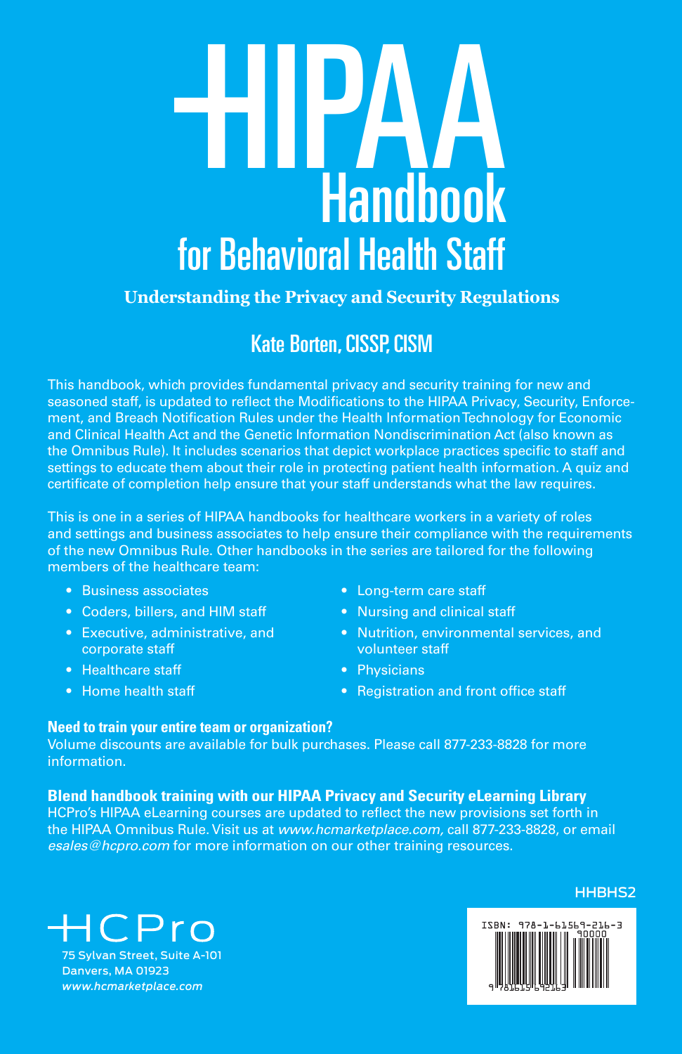# HIPAA Handbook for Behavioral Health Staff

**Understanding the Privacy and Security Regulations**

## Kate Borten, CISSP, CISM

This handbook, which provides fundamental privacy and security training for new and seasoned staff, is updated to reflect the Modifications to the HIPAA Privacy, Security, Enforcement, and Breach Notification Rules under the Health Information Technology for Economic and Clinical Health Act and the Genetic Information Nondiscrimination Act (also known as the Omnibus Rule). It includes scenarios that depict workplace practices specific to staff and settings to educate them about their role in protecting patient health information. A quiz and certificate of completion help ensure that your staff understands what the law requires.

This is one in a series of HIPAA handbooks for healthcare workers in a variety of roles and settings and business associates to help ensure their compliance with the requirements of the new Omnibus Rule. Other handbooks in the series are tailored for the following members of the healthcare team:

- Business associates
- Coders, billers, and HIM staff
- Executive, administrative, and corporate staff
- Healthcare staff
- Home health staff
- Long-term care staff
- Nursing and clinical staff
- Nutrition, environmental services, and volunteer staff
- Physicians
- Registration and front office staff

**Need to train your entire team or organization?**
Volume discounts are available for bulk purchases. Please call 877-233-8828 for more information.

**Blend handbook training with our HIPAA Privacy and Security eLearning Library**
HCPro's HIPAA eLearning courses are updated to reflect the new provisions set forth in the HIPAA Omnibus Rule. Visit us at *www.hcmarketplace.com*, call 877-233-8828, or email *esales@hcpro.com* for more information on our other training resources.

HHBHS2

HCPro
75 Sylvan Street, Suite A-101
Danvers, MA 01923
*www.hcmarketplace.com*

ISBN: 978-1-61569-216-3
90000
9 781615 692163